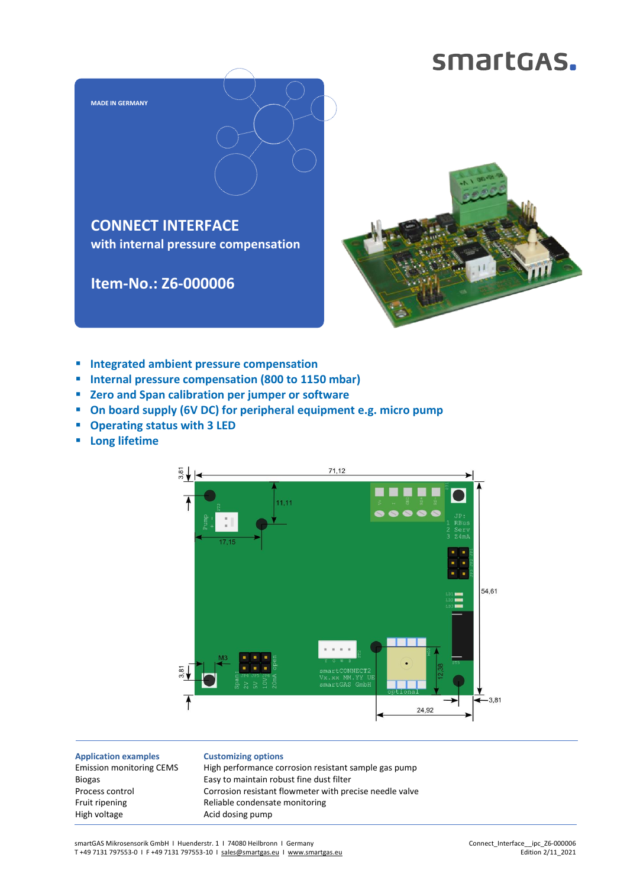smartGAS.

MADE IN GERMANY

# CONNECT INTERFACE

## with internal pressure compensation

## Item-No.: Z6-000006

- Integrated ambient pressure compensation
- Internal pressure compensation (800 to 1150 mbar)
- Zero and Span calibration per jumper or software
- On board supply (6V DC) for peripheral equipment e.g. micro pump
- Operating status with 3 LED
- Long lifetime

| Application examples | Customizing options |
|---|---|
| Emission monitoring CEMS | High performance corrosion resistant sample gas pump |
| Biogas | Easy to maintain robust fine dust filter |
| Process control | Corrosion resistant flowmeter with precise needle valve |
| Fruit ripening | Reliable condensate monitoring |
| High voltage | Acid dosing pump |

smartGAS Mikrosensorik GmbH I Huenderstr. 1 I 74080 Heilbronn I Germany
T +49 7131 797553-0 I F +49 7131 797553-10 I sales@smartgas.eu I www.smartgas.eu

Connect_Interface__ipc_Z6-000006
Edition 2/11_2021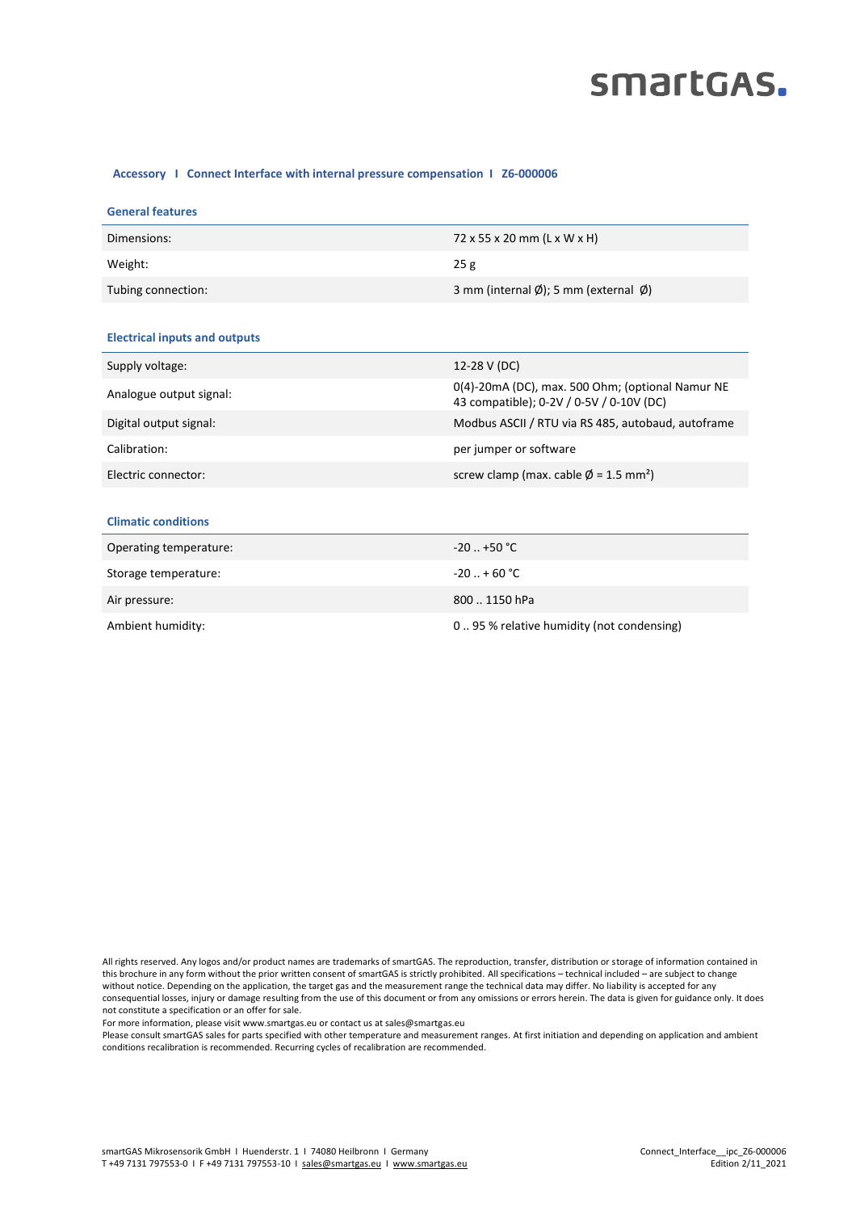**Accessory I Connect Interface with internal pressure compensation I Z6-000006**

### General features

| | |
|---|---|
| Dimensions: | 72 x 55 x 20 mm (L x W x H) |
| Weight: | 25 g |
| Tubing connection: | 3 mm (internal Ø); 5 mm (external Ø) |

### Electrical inputs and outputs

| | |
|---|---|
| Supply voltage: | 12-28 V (DC) |
| Analogue output signal: | 0(4)-20mA (DC), max. 500 Ohm; (optional Namur NE 43 compatible); 0-2V / 0-5V / 0-10V (DC) |
| Digital output signal: | Modbus ASCII / RTU via RS 485, autobaud, autoframe |
| Calibration: | per jumper or software |
| Electric connector: | screw clamp (max. cable Ø = 1.5 mm²) |

### Climatic conditions

| | |
|---|---|
| Operating temperature: | -20 .. +50 °C |
| Storage temperature: | -20 .. + 60 °C |
| Air pressure: | 800 .. 1150 hPa |
| Ambient humidity: | 0 .. 95 % relative humidity (not condensing) |

All rights reserved. Any logos and/or product names are trademarks of smartGAS. The reproduction, transfer, distribution or storage of information contained in this brochure in any form without the prior written consent of smartGAS is strictly prohibited. All specifications – technical included – are subject to change without notice. Depending on the application, the target gas and the measurement range the technical data may differ. No liability is accepted for any consequential losses, injury or damage resulting from the use of this document or from any omissions or errors herein. The data is given for guidance only. It does not constitute a specification or an offer for sale.

For more information, please visit www.smartgas.eu or contact us at sales@smartgas.eu

Please consult smartGAS sales for parts specified with other temperature and measurement ranges. At first initiation and depending on application and ambient conditions recalibration is recommended. Recurring cycles of recalibration are recommended.

smartGAS Mikrosensorik GmbH I Huenderstr. 1 I 74080 Heilbronn I Germany
T +49 7131 797553-0 I F +49 7131 797553-10 I sales@smartgas.eu I www.smartgas.eu

Connect_Interface__ipc_Z6-000006
Edition 2/11_2021